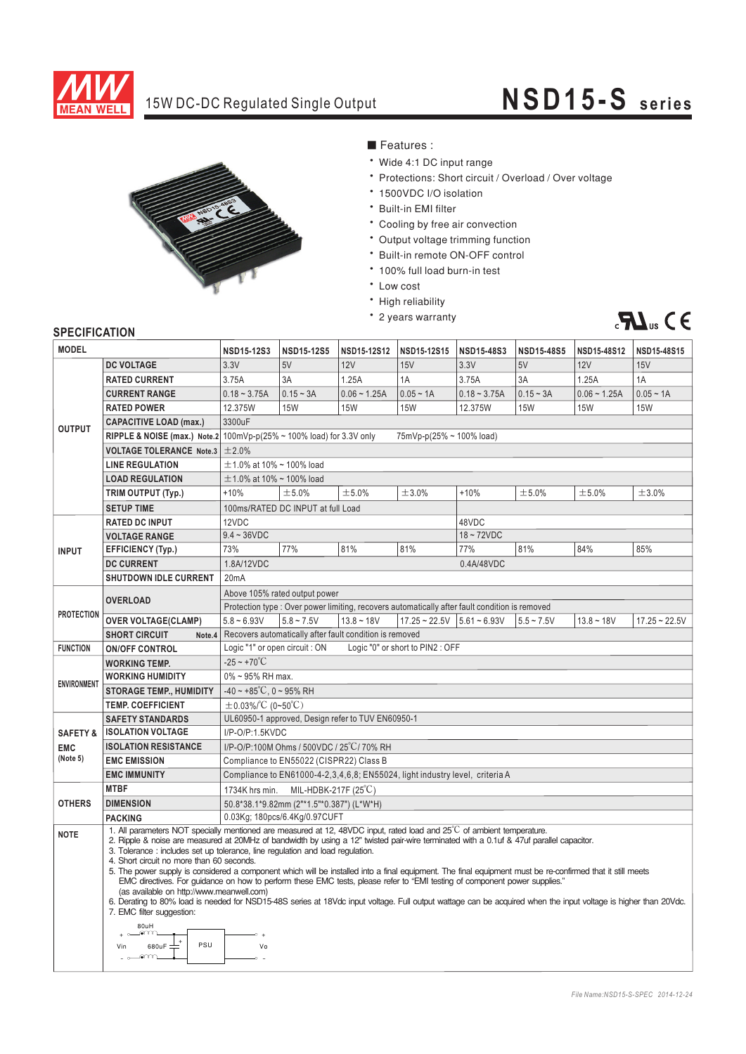# 15W DC-DC Regulated Single Output

# NSD15-S series

■ Features :

- Wide 4:1 DC input range
- Protections: Short circuit / Overload / Over voltage
- 1500VDC I/O isolation
- Built-in EMI filter
- Cooling by free air convection
- Output voltage trimming function
- Built-in remote ON-OFF control
- 100% full load burn-in test
- Low cost
- High reliability
- 2 years warranty

## SPECIFICATION

| MODEL | | NSD15-12S3 | NSD15-12S5 | NSD15-12S12 | NSD15-12S15 | NSD15-48S3 | NSD15-48S5 | NSD15-48S12 | NSD15-48S15 |
|---|---|---|---|---|---|---|---|---|---|
| OUTPUT | DC VOLTAGE | 3.3V | 5V | 12V | 15V | 3.3V | 5V | 12V | 15V |
| | RATED CURRENT | 3.75A | 3A | 1.25A | 1A | 3.75A | 3A | 1.25A | 1A |
| | CURRENT RANGE | 0.18 ~ 3.75A | 0.15 ~ 3A | 0.06 ~ 1.25A | 0.05 ~ 1A | 0.18 ~ 3.75A | 0.15 ~ 3A | 0.06 ~ 1.25A | 0.05 ~ 1A |
| | RATED POWER | 12.375W | 15W | 15W | 15W | 12.375W | 15W | 15W | 15W |
| | CAPACITIVE LOAD (max.) | 3300uF | | | | | | | |
| | RIPPLE & NOISE (max.) Note.2 | 100mVp-p(25% ~ 100% load) for 3.3V only &nbsp;&nbsp; 75mVp-p(25% ~ 100% load) | | | | | | | |
| | VOLTAGE TOLERANCE Note.3 | ±2.0% | | | | | | | |
| | LINE REGULATION | ±1.0% at 10% ~ 100% load | | | | | | | |
| | LOAD REGULATION | ±1.0% at 10% ~ 100% load | | | | | | | |
| | TRIM OUTPUT (Typ.) | +10% | ±5.0% | ±5.0% | ±3.0% | +10% | ±5.0% | ±5.0% | ±3.0% |
| | SETUP TIME | 100ms/RATED DC INPUT at full Load | | | | | | | |
| INPUT | RATED DC INPUT | 12VDC | | | | 48VDC | | | |
| | VOLTAGE RANGE | 9.4 ~ 36VDC | | | | 18 ~ 72VDC | | | |
| | EFFICIENCY (Typ.) | 73% | 77% | 81% | 81% | 77% | 81% | 84% | 85% |
| | DC CURRENT | 1.8A/12VDC | | | | 0.4A/48VDC | | | |
| | SHUTDOWN IDLE CURRENT | 20mA | | | | | | | |
| PROTECTION | OVERLOAD | Above 105% rated output power<br>Protection type : Over power limiting, recovers automatically after fault condition is removed | | | | | | | |
| | OVER VOLTAGE(CLAMP) | 5.8 ~ 6.93V | 5.8 ~ 7.5V | 13.8 ~ 18V | 17.25 ~ 22.5V | 5.61 ~ 6.93V | 5.5 ~ 7.5V | 13.8 ~ 18V | 17.25 ~ 22.5V |
| | SHORT CIRCUIT Note.4 | Recovers automatically after fault condition is removed | | | | | | | |
| FUNCTION | ON/OFF CONTROL | Logic "1" or open circuit : ON &nbsp;&nbsp; Logic "0" or short to PIN2 : OFF | | | | | | | |
| ENVIRONMENT | WORKING TEMP. | -25 ~ +70℃ | | | | | | | |
| | WORKING HUMIDITY | 0% ~ 95% RH max. | | | | | | | |
| | STORAGE TEMP., HUMIDITY | -40 ~ +85℃, 0 ~ 95% RH | | | | | | | |
| | TEMP. COEFFICIENT | ±0.03%/℃ (0~50℃) | | | | | | | |
| SAFETY & EMC (Note 5) | SAFETY STANDARDS | UL60950-1 approved, Design refer to TUV EN60950-1 | | | | | | | |
| | ISOLATION VOLTAGE | I/P-O/P:1.5KVDC | | | | | | | |
| | ISOLATION RESISTANCE | I/P-O/P:100M Ohms / 500VDC / 25℃/ 70% RH | | | | | | | |
| | EMC EMISSION | Compliance to EN55022 (CISPR22) Class B | | | | | | | |
| | EMC IMMUNITY | Compliance to EN61000-4-2,3,4,6,8; EN55024, light industry level, criteria A | | | | | | | |
| OTHERS | MTBF | 1734K hrs min. &nbsp;&nbsp; MIL-HDBK-217F (25℃) | | | | | | | |
| | DIMENSION | 50.8*38.1*9.82mm (2"*1.5"*0.387") (L*W*H) | | | | | | | |
| | PACKING | 0.03Kg; 180pcs/6.4Kg/0.97CUFT | | | | | | | |

**NOTE**

1. All parameters NOT specially mentioned are measured at 12, 48VDC input, rated load and 25℃ of ambient temperature.
2. Ripple & noise are measured at 20MHz of bandwidth by using a 12" twisted pair-wire terminated with a 0.1uf & 47uf parallel capacitor.
3. Tolerance : includes set up tolerance, line regulation and load regulation.
4. Short circuit no more than 60 seconds.
5. The power supply is considered a component which will be installed into a final equipment. The final equipment must be re-confirmed that it still meets EMC directives. For guidance on how to perform these EMC tests, please refer to "EMI testing of component power supplies." (as available on http://www.meanwell.com)
6. Derating to 80% load is needed for NSD15-48S series at 18Vdc input voltage. Full output wattage can be acquired when the input voltage is higher than 20Vdc.
7. EMC filter suggestion:

80uH, 680uF, Vin, PSU, Vo

File Name:NSD15-S-SPEC 2014-12-24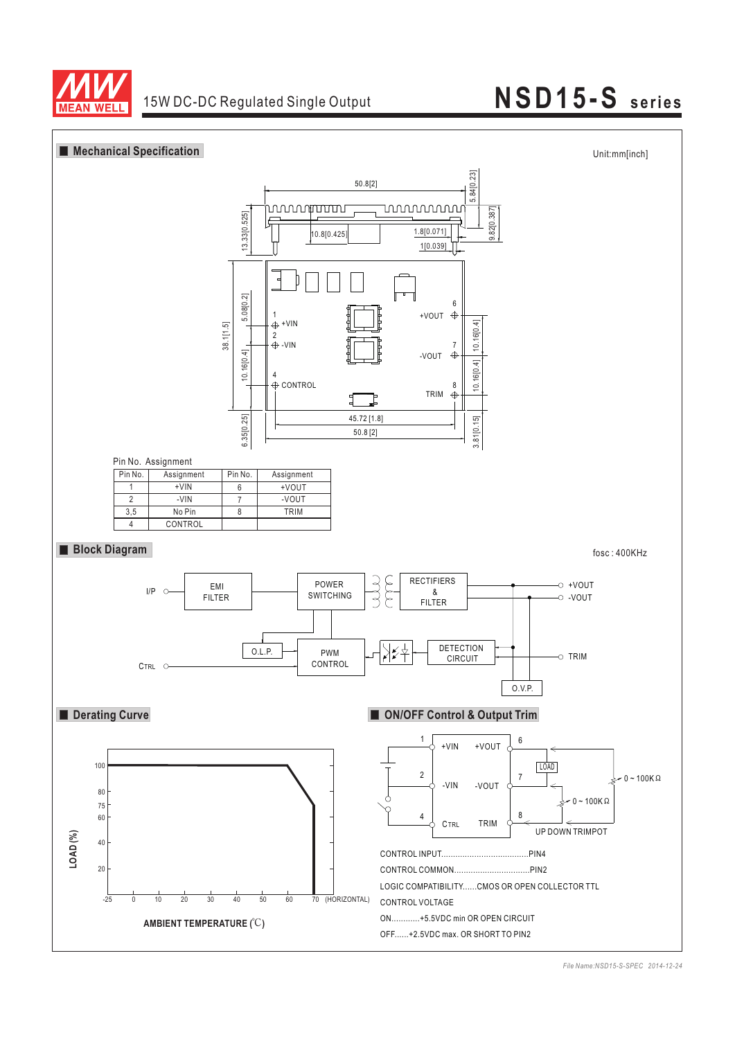# 15W DC-DC Regulated Single Output

# NSD15-S series

## Mechanical Specification

Unit:mm[inch]

50.8[2]
5.84[0.23]
13.33[0.525]
10.8[0.425]
1.8[0.071]
1[0.039]
9.82[0.387]
38.1[1.5]
5.08[0.2]
10.16[0.4]
6.35[0.25]
10.16[0.4]
10.16[0.4]
3.81[0.15]
45.72 [1.8]
50.8 [2]
1 +VIN
2 -VIN
4 CONTROL
6 +VOUT
7 -VOUT
8 TRIM

Pin No. Assignment

| Pin No. | Assignment | Pin No. | Assignment |
|---|---|---|---|
| 1 | +VIN | 6 | +VOUT |
| 2 | -VIN | 7 | -VOUT |
| 3,5 | No Pin | 8 | TRIM |
| 4 | CONTROL | | |

## Block Diagram

fosc : 400KHz

I/P
EMI FILTER
POWER SWITCHING
RECTIFIERS & FILTER
+VOUT
-VOUT
O.L.P.
PWM CONTROL
DETECTION CIRCUIT
TRIM
CTRL
O.V.P.

## Derating Curve

LOAD (%)
100
80
75
60
40
20
-25 0 10 20 30 40 50 60 70 (HORIZONTAL)
AMBIENT TEMPERATURE (℃)

## ON/OFF Control & Output Trim

1 +VIN
2 -VIN
4 CTRL
6 +VOUT
7 -VOUT
8 TRIM
LOAD
0 ~ 100KΩ
0 ~ 100KΩ
UP DOWN TRIMPOT

CONTROL INPUT.......................................PIN4

CONTROL COMMON.................................PIN2

LOGIC COMPATIBILITY......CMOS OR OPEN COLLECTOR TTL

CONTROL VOLTAGE

ON............+5.5VDC min OR OPEN CIRCUIT

OFF......+2.5VDC max. OR SHORT TO PIN2

*File Name:NSD15-S-SPEC 2014-12-24*